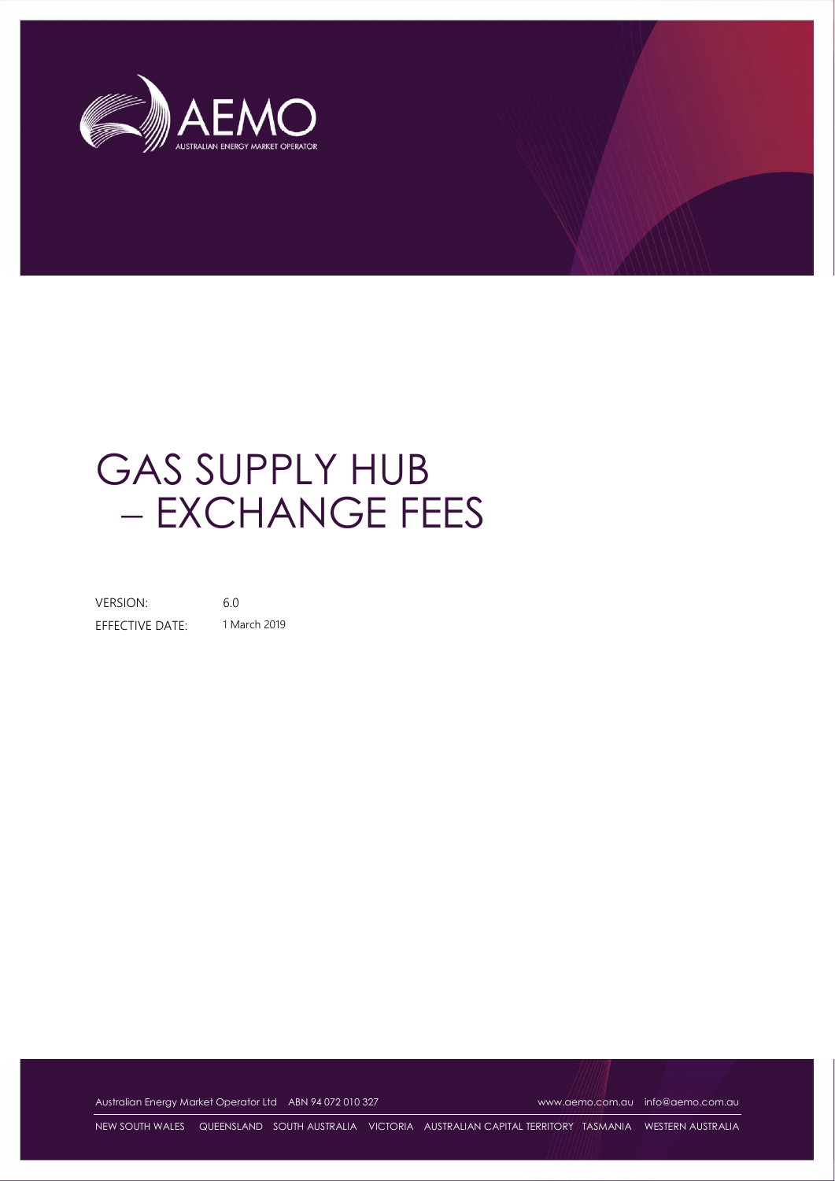# GAS SUPPLY HUB – EXCHANGE FEES

VERSION: 6.0

EFFECTIVE DATE: 1 March 2019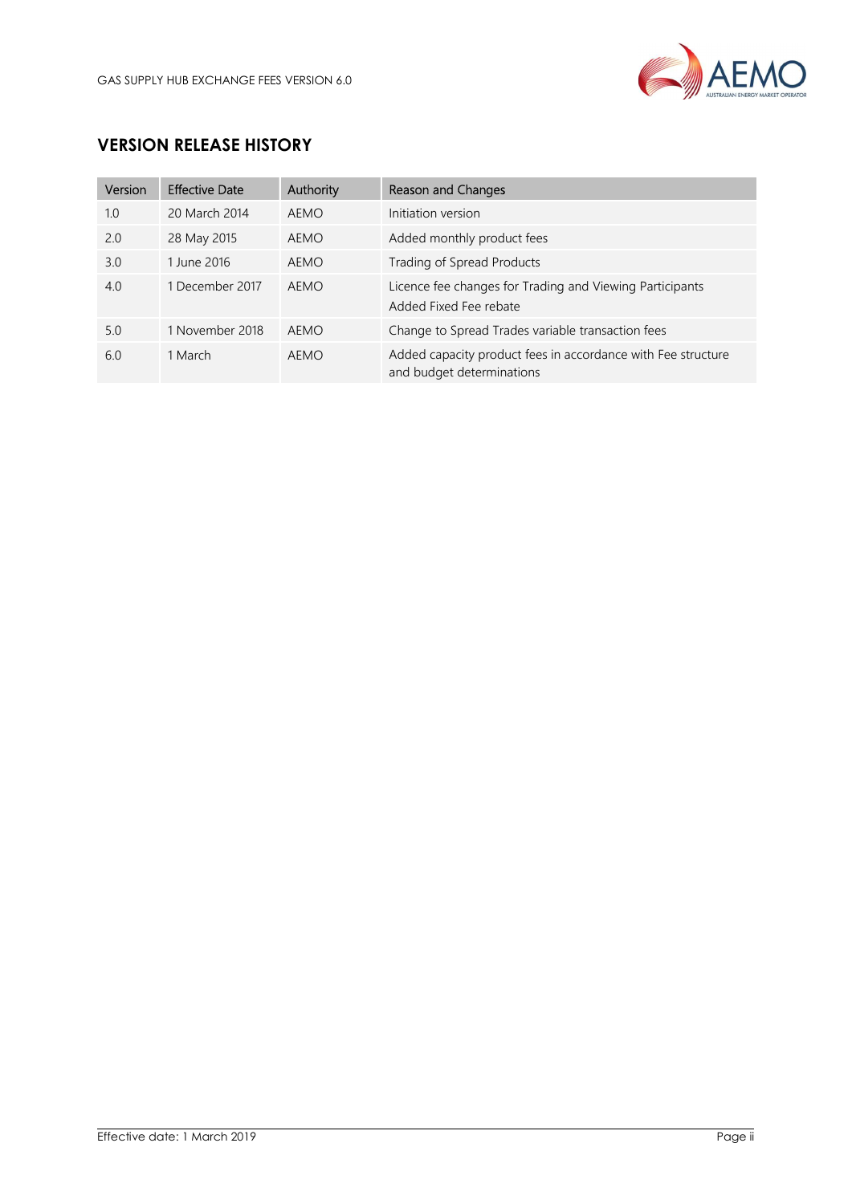## VERSION RELEASE HISTORY

| Version | Effective Date | Authority | Reason and Changes |
|---|---|---|---|
| 1.0 | 20 March 2014 | AEMO | Initiation version |
| 2.0 | 28 May 2015 | AEMO | Added monthly product fees |
| 3.0 | 1 June 2016 | AEMO | Trading of Spread Products |
| 4.0 | 1 December 2017 | AEMO | Licence fee changes for Trading and Viewing Participants<br>Added Fixed Fee rebate |
| 5.0 | 1 November 2018 | AEMO | Change to Spread Trades variable transaction fees |
| 6.0 | 1 March | AEMO | Added capacity product fees in accordance with Fee structure and budget determinations |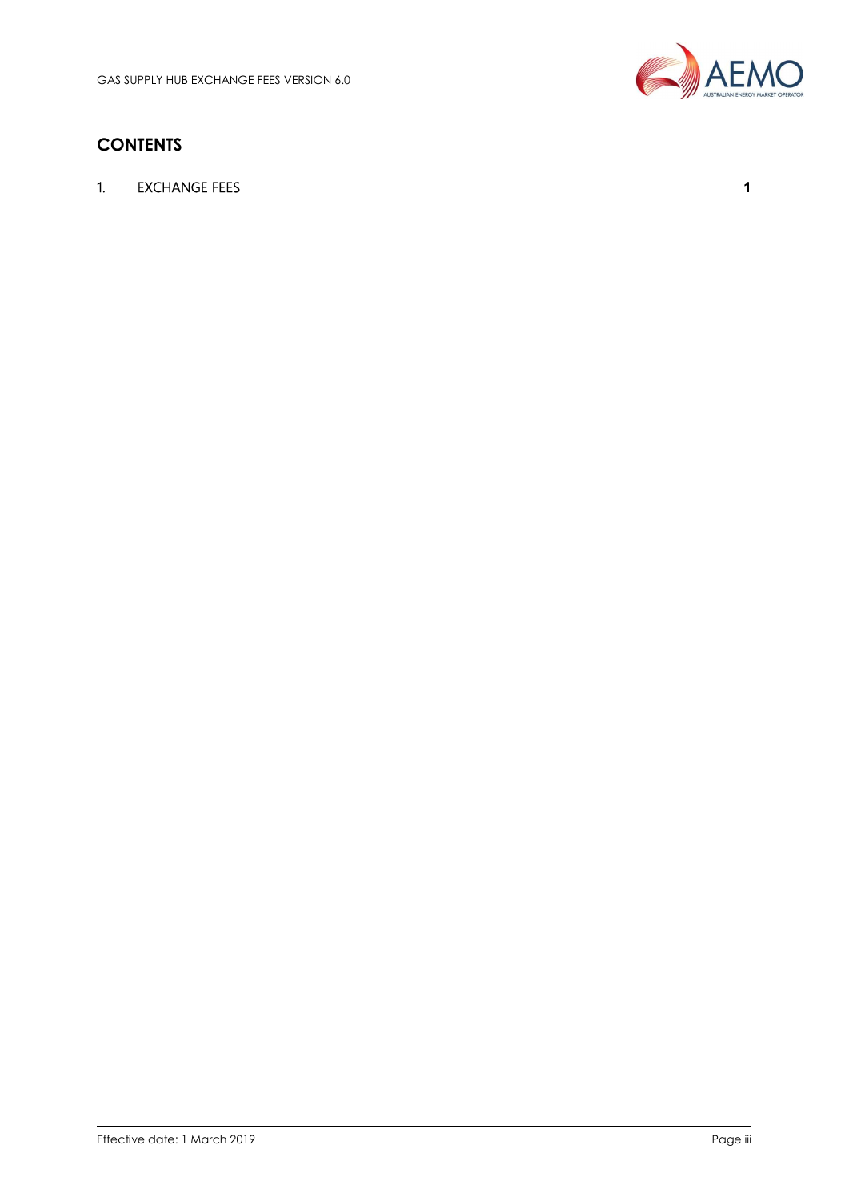## CONTENTS

1. EXCHANGE FEES 1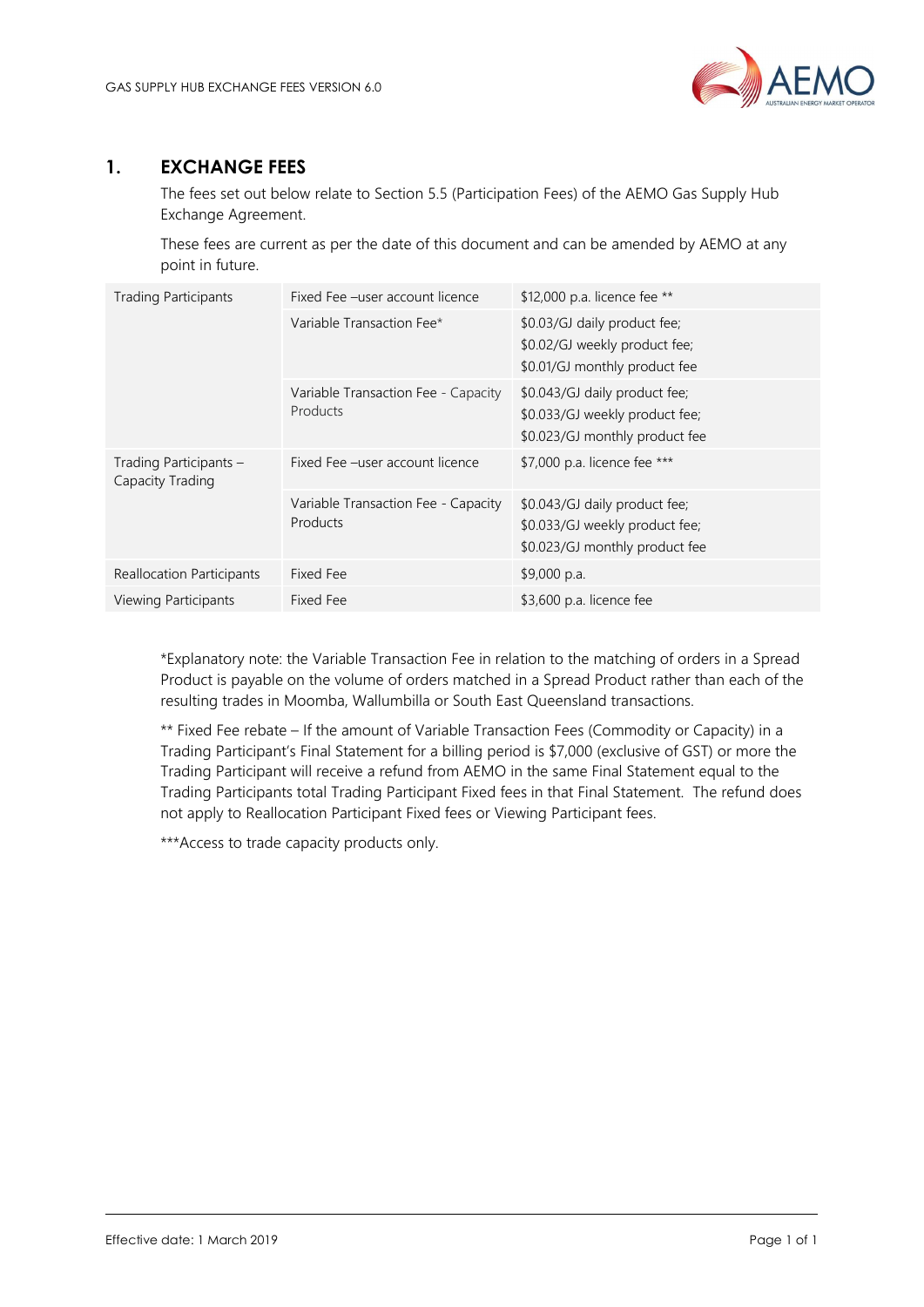# 1. EXCHANGE FEES

The fees set out below relate to Section 5.5 (Participation Fees) of the AEMO Gas Supply Hub Exchange Agreement.

These fees are current as per the date of this document and can be amended by AEMO at any point in future.

| | | |
|---|---|---|
| Trading Participants | Fixed Fee –user account licence | $12,000 p.a. licence fee ** |
| | Variable Transaction Fee* | $0.03/GJ daily product fee;<br>$0.02/GJ weekly product fee;<br>$0.01/GJ monthly product fee |
| | Variable Transaction Fee - Capacity Products | $0.043/GJ daily product fee;<br>$0.033/GJ weekly product fee;<br>$0.023/GJ monthly product fee |
| Trading Participants – Capacity Trading | Fixed Fee –user account licence | $7,000 p.a. licence fee *** |
| | Variable Transaction Fee - Capacity Products | $0.043/GJ daily product fee;<br>$0.033/GJ weekly product fee;<br>$0.023/GJ monthly product fee |
| Reallocation Participants | Fixed Fee | $9,000 p.a. |
| Viewing Participants | Fixed Fee | $3,600 p.a. licence fee |

*Explanatory note: the Variable Transaction Fee in relation to the matching of orders in a Spread Product is payable on the volume of orders matched in a Spread Product rather than each of the resulting trades in Moomba, Wallumbilla or South East Queensland transactions.

** Fixed Fee rebate – If the amount of Variable Transaction Fees (Commodity or Capacity) in a Trading Participant's Final Statement for a billing period is $7,000 (exclusive of GST) or more the Trading Participant will receive a refund from AEMO in the same Final Statement equal to the Trading Participants total Trading Participant Fixed fees in that Final Statement. The refund does not apply to Reallocation Participant Fixed fees or Viewing Participant fees.

***Access to trade capacity products only.

Effective date: 1 March 2019